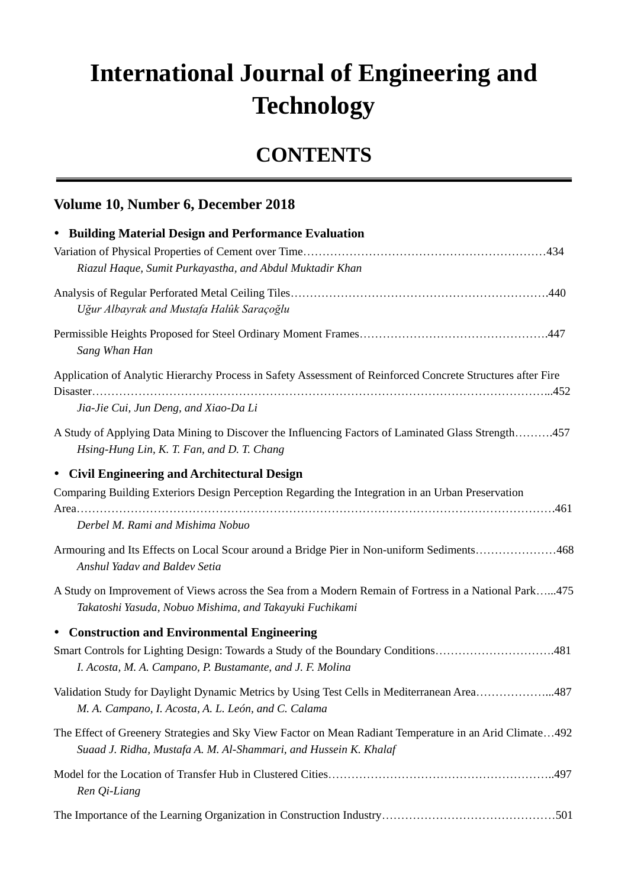# International Journal of Engineering and Technology

## CONTENTS

### Volume 10, Number 6, December 2018

- **Building Material Design and Performance Evaluation**

Variation of Physical Properties of Cement over Time……………………………………………………434
*Riazul Haque, Sumit Purkayastha, and Abdul Muktadir Khan*

Analysis of Regular Perforated Metal Ceiling Tiles…………………………………………………………440
*Uğur Albayrak and Mustafa Halûk Saraçoğlu*

Permissible Heights Proposed for Steel Ordinary Moment Frames………………………………………….447
*Sang Whan Han*

Application of Analytic Hierarchy Process in Safety Assessment of Reinforced Concrete Structures after Fire Disaster……………………………………………………………………………………………………..452
*Jia-Jie Cui, Jun Deng, and Xiao-Da Li*

A Study of Applying Data Mining to Discover the Influencing Factors of Laminated Glass Strength……….457
*Hsing-Hung Lin, K. T. Fan, and D. T. Chang*

- **Civil Engineering and Architectural Design**

Comparing Building Exteriors Design Perception Regarding the Integration in an Urban Preservation Area………………………………………………………………………………………………………….461
*Derbel M. Rami and Mishima Nobuo*

Armouring and Its Effects on Local Scour around a Bridge Pier in Non-uniform Sediments…………………468
*Anshul Yadav and Baldev Setia*

A Study on Improvement of Views across the Sea from a Modern Remain of Fortress in a National Park…...475
*Takatoshi Yasuda, Nobuo Mishima, and Takayuki Fuchikami*

- **Construction and Environmental Engineering**

Smart Controls for Lighting Design: Towards a Study of the Boundary Conditions………………………….481
*I. Acosta, M. A. Campano, P. Bustamante, and J. F. Molina*

Validation Study for Daylight Dynamic Metrics by Using Test Cells in Mediterranean Area………………...487
*M. A. Campano, I. Acosta, A. L. León, and C. Calama*

The Effect of Greenery Strategies and Sky View Factor on Mean Radiant Temperature in an Arid Climate…492
*Suaad J. Ridha, Mustafa A. M. Al-Shammari, and Hussein K. Khalaf*

Model for the Location of Transfer Hub in Clustered Cities…………………………………………………..497
*Ren Qi-Liang*

The Importance of the Learning Organization in Construction Industry………………………………………501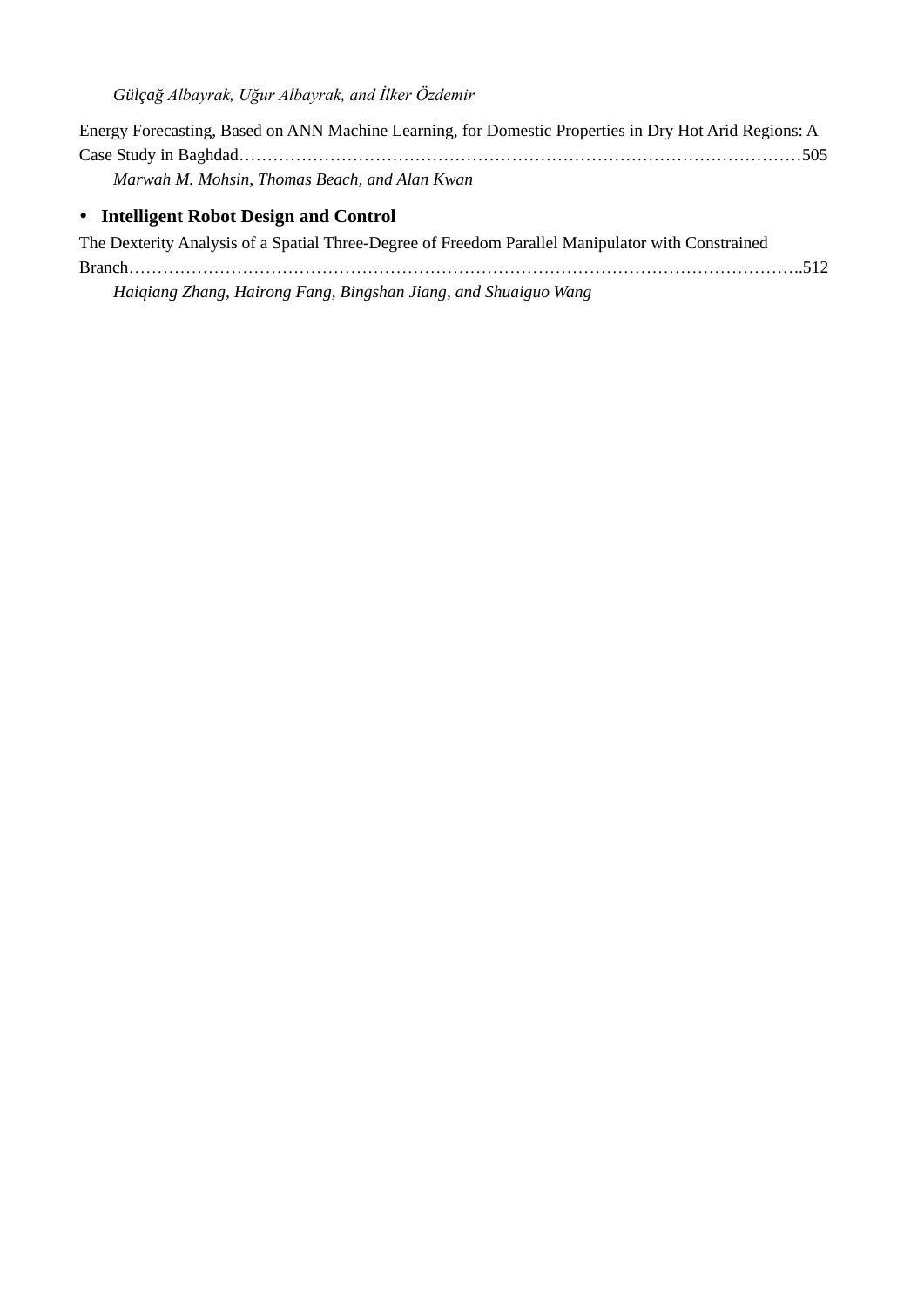*Gülçağ Albayrak, Uğur Albayrak, and İlker Özdemir*

Energy Forecasting, Based on ANN Machine Learning, for Domestic Properties in Dry Hot Arid Regions: A Case Study in Baghdad……………………………………………………………………………………505
*Marwah M. Mohsin, Thomas Beach, and Alan Kwan*

- **Intelligent Robot Design and Control**

The Dexterity Analysis of a Spatial Three-Degree of Freedom Parallel Manipulator with Constrained Branch…………………………………………………………………………………………………..512
*Haiqiang Zhang, Hairong Fang, Bingshan Jiang, and Shuaiguo Wang*